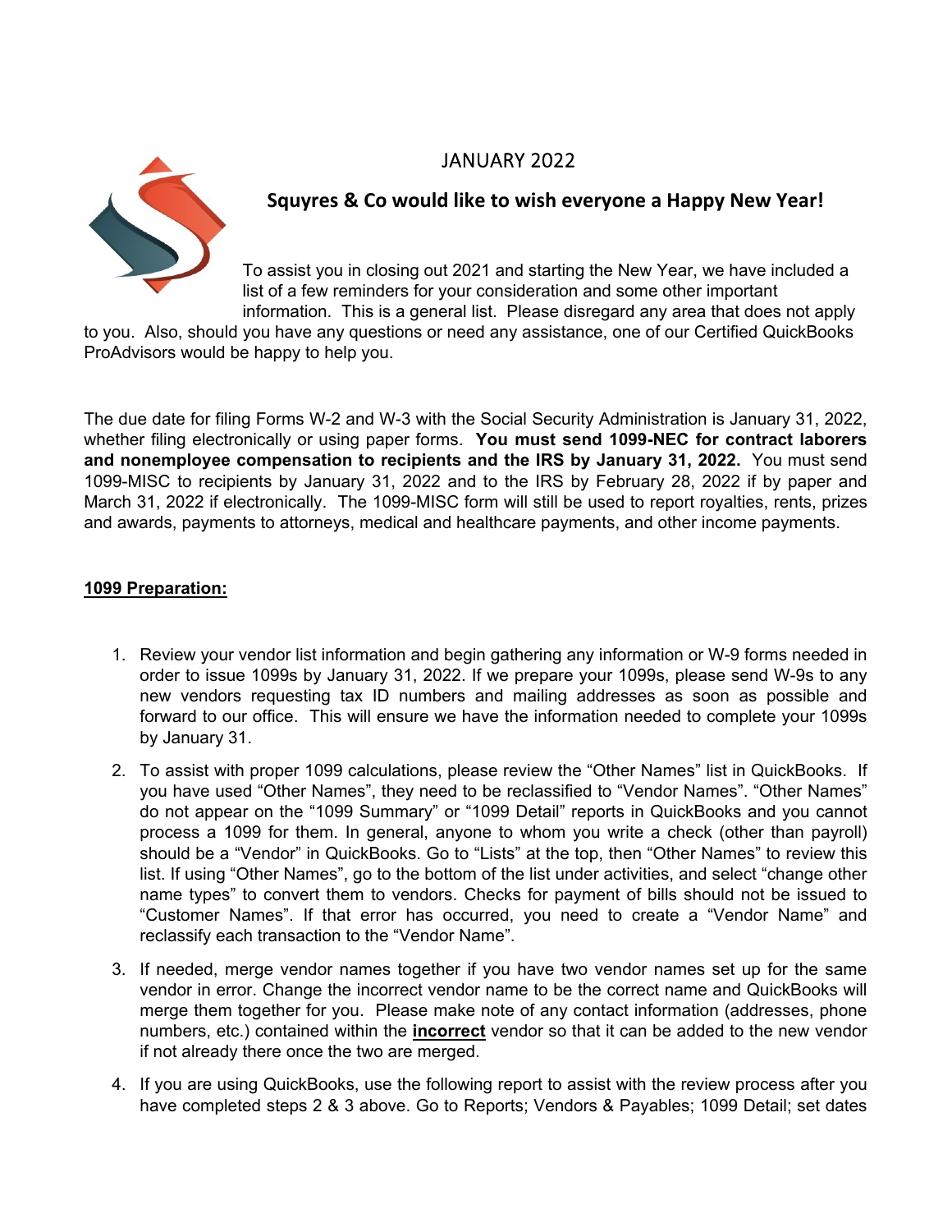JANUARY 2022

## Squyres & Co would like to wish everyone a Happy New Year!

To assist you in closing out 2021 and starting the New Year, we have included a list of a few reminders for your consideration and some other important information. This is a general list. Please disregard any area that does not apply to you. Also, should you have any questions or need any assistance, one of our Certified QuickBooks ProAdvisors would be happy to help you.

The due date for filing Forms W-2 and W-3 with the Social Security Administration is January 31, 2022, whether filing electronically or using paper forms. **You must send 1099-NEC for contract laborers and nonemployee compensation to recipients and the IRS by January 31, 2022.** You must send 1099-MISC to recipients by January 31, 2022 and to the IRS by February 28, 2022 if by paper and March 31, 2022 if electronically. The 1099-MISC form will still be used to report royalties, rents, prizes and awards, payments to attorneys, medical and healthcare payments, and other income payments.

**1099 Preparation:**

1. Review your vendor list information and begin gathering any information or W-9 forms needed in order to issue 1099s by January 31, 2022. If we prepare your 1099s, please send W-9s to any new vendors requesting tax ID numbers and mailing addresses as soon as possible and forward to our office. This will ensure we have the information needed to complete your 1099s by January 31.
2. To assist with proper 1099 calculations, please review the "Other Names" list in QuickBooks. If you have used "Other Names", they need to be reclassified to "Vendor Names". "Other Names" do not appear on the "1099 Summary" or "1099 Detail" reports in QuickBooks and you cannot process a 1099 for them. In general, anyone to whom you write a check (other than payroll) should be a "Vendor" in QuickBooks. Go to "Lists" at the top, then "Other Names" to review this list. If using "Other Names", go to the bottom of the list under activities, and select "change other name types" to convert them to vendors. Checks for payment of bills should not be issued to "Customer Names". If that error has occurred, you need to create a "Vendor Name" and reclassify each transaction to the "Vendor Name".
3. If needed, merge vendor names together if you have two vendor names set up for the same vendor in error. Change the incorrect vendor name to be the correct name and QuickBooks will merge them together for you. Please make note of any contact information (addresses, phone numbers, etc.) contained within the **incorrect** vendor so that it can be added to the new vendor if not already there once the two are merged.
4. If you are using QuickBooks, use the following report to assist with the review process after you have completed steps 2 & 3 above. Go to Reports; Vendors & Payables; 1099 Detail; set dates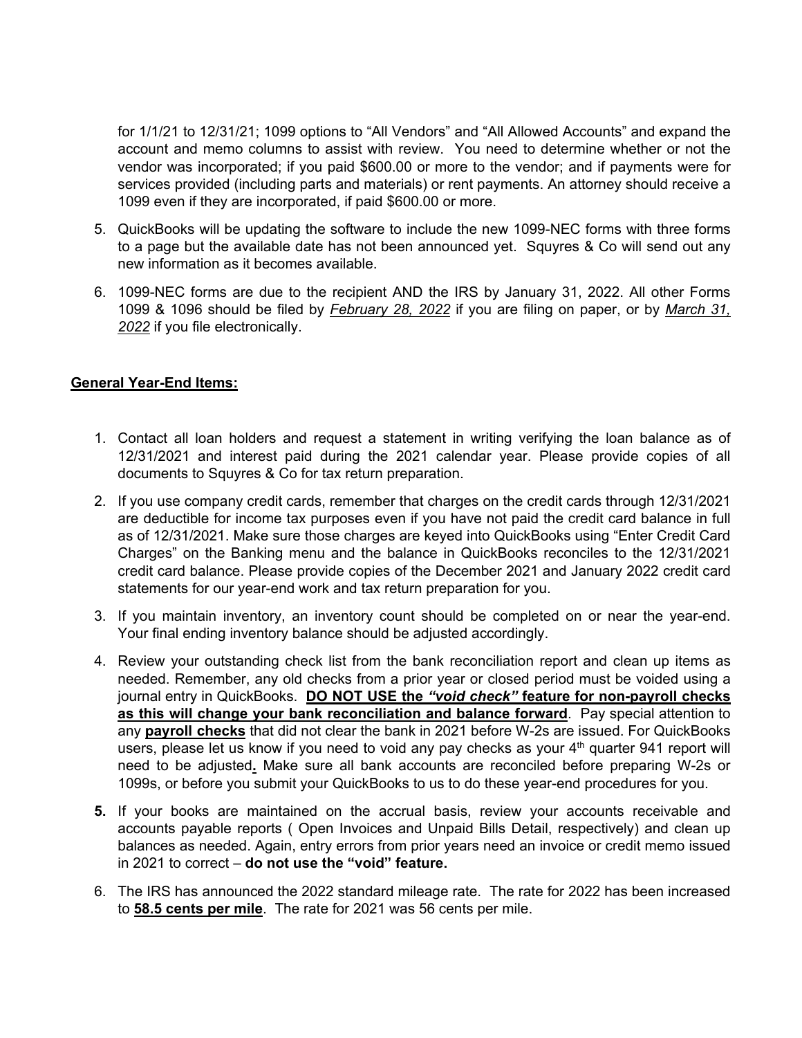for 1/1/21 to 12/31/21; 1099 options to "All Vendors" and "All Allowed Accounts" and expand the account and memo columns to assist with review. You need to determine whether or not the vendor was incorporated; if you paid $600.00 or more to the vendor; and if payments were for services provided (including parts and materials) or rent payments. An attorney should receive a 1099 even if they are incorporated, if paid $600.00 or more.

5. QuickBooks will be updating the software to include the new 1099-NEC forms with three forms to a page but the available date has not been announced yet. Squyres & Co will send out any new information as it becomes available.

6. 1099-NEC forms are due to the recipient AND the IRS by January 31, 2022. All other Forms 1099 & 1096 should be filed by *February 28, 2022* if you are filing on paper, or by *March 31, 2022* if you file electronically.

**General Year-End Items:**

1. Contact all loan holders and request a statement in writing verifying the loan balance as of 12/31/2021 and interest paid during the 2021 calendar year. Please provide copies of all documents to Squyres & Co for tax return preparation.

2. If you use company credit cards, remember that charges on the credit cards through 12/31/2021 are deductible for income tax purposes even if you have not paid the credit card balance in full as of 12/31/2021. Make sure those charges are keyed into QuickBooks using "Enter Credit Card Charges" on the Banking menu and the balance in QuickBooks reconciles to the 12/31/2021 credit card balance. Please provide copies of the December 2021 and January 2022 credit card statements for our year-end work and tax return preparation for you.

3. If you maintain inventory, an inventory count should be completed on or near the year-end. Your final ending inventory balance should be adjusted accordingly.

4. Review your outstanding check list from the bank reconciliation report and clean up items as needed. Remember, any old checks from a prior year or closed period must be voided using a journal entry in QuickBooks. **DO NOT USE the *"void check"* feature for non-payroll checks as this will change your bank reconciliation and balance forward**. Pay special attention to any **payroll checks** that did not clear the bank in 2021 before W-2s are issued. For QuickBooks users, please let us know if you need to void any pay checks as your 4th quarter 941 report will need to be adjusted**.** Make sure all bank accounts are reconciled before preparing W-2s or 1099s, or before you submit your QuickBooks to us to do these year-end procedures for you.

5. If your books are maintained on the accrual basis, review your accounts receivable and accounts payable reports ( Open Invoices and Unpaid Bills Detail, respectively) and clean up balances as needed. Again, entry errors from prior years need an invoice or credit memo issued in 2021 to correct – **do not use the "void" feature.**

6. The IRS has announced the 2022 standard mileage rate. The rate for 2022 has been increased to **58.5 cents per mile**. The rate for 2021 was 56 cents per mile.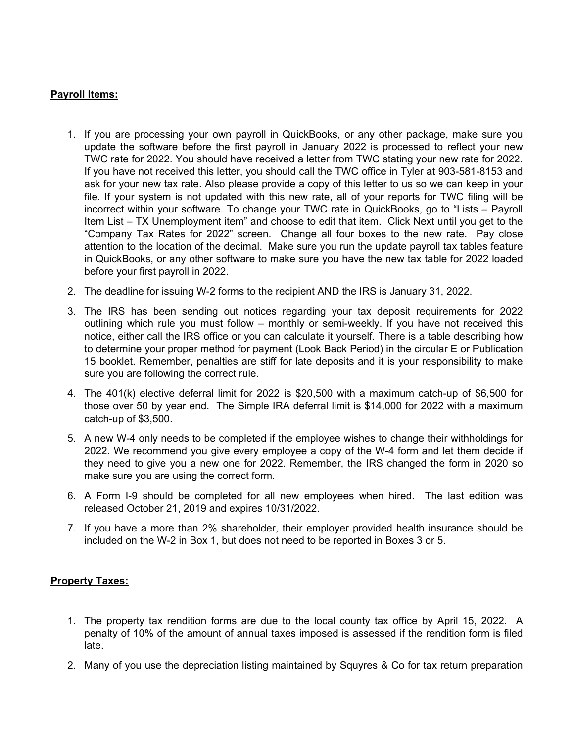**Payroll Items:**

1. If you are processing your own payroll in QuickBooks, or any other package, make sure you update the software before the first payroll in January 2022 is processed to reflect your new TWC rate for 2022. You should have received a letter from TWC stating your new rate for 2022. If you have not received this letter, you should call the TWC office in Tyler at 903-581-8153 and ask for your new tax rate. Also please provide a copy of this letter to us so we can keep in your file. If your system is not updated with this new rate, all of your reports for TWC filing will be incorrect within your software. To change your TWC rate in QuickBooks, go to "Lists – Payroll Item List – TX Unemployment item" and choose to edit that item. Click Next until you get to the "Company Tax Rates for 2022" screen. Change all four boxes to the new rate. Pay close attention to the location of the decimal. Make sure you run the update payroll tax tables feature in QuickBooks, or any other software to make sure you have the new tax table for 2022 loaded before your first payroll in 2022.
2. The deadline for issuing W-2 forms to the recipient AND the IRS is January 31, 2022.
3. The IRS has been sending out notices regarding your tax deposit requirements for 2022 outlining which rule you must follow – monthly or semi-weekly. If you have not received this notice, either call the IRS office or you can calculate it yourself. There is a table describing how to determine your proper method for payment (Look Back Period) in the circular E or Publication 15 booklet. Remember, penalties are stiff for late deposits and it is your responsibility to make sure you are following the correct rule.
4. The 401(k) elective deferral limit for 2022 is $20,500 with a maximum catch-up of $6,500 for those over 50 by year end. The Simple IRA deferral limit is $14,000 for 2022 with a maximum catch-up of $3,500.
5. A new W-4 only needs to be completed if the employee wishes to change their withholdings for 2022. We recommend you give every employee a copy of the W-4 form and let them decide if they need to give you a new one for 2022. Remember, the IRS changed the form in 2020 so make sure you are using the correct form.
6. A Form I-9 should be completed for all new employees when hired. The last edition was released October 21, 2019 and expires 10/31/2022.
7. If you have a more than 2% shareholder, their employer provided health insurance should be included on the W-2 in Box 1, but does not need to be reported in Boxes 3 or 5.

**Property Taxes:**

1. The property tax rendition forms are due to the local county tax office by April 15, 2022. A penalty of 10% of the amount of annual taxes imposed is assessed if the rendition form is filed late.
2. Many of you use the depreciation listing maintained by Squyres & Co for tax return preparation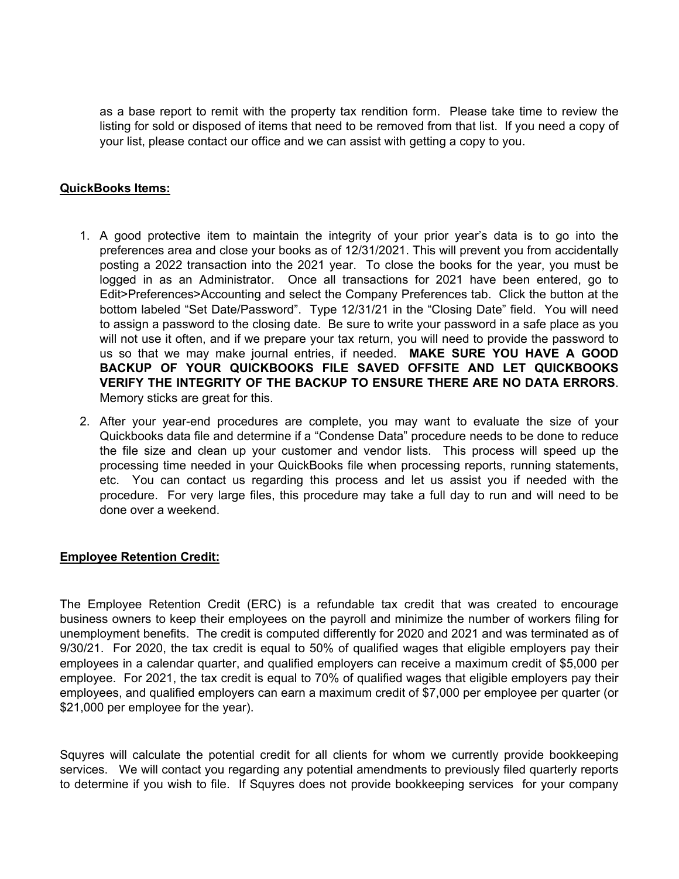as a base report to remit with the property tax rendition form. Please take time to review the listing for sold or disposed of items that need to be removed from that list. If you need a copy of your list, please contact our office and we can assist with getting a copy to you.

**QuickBooks Items:**

1. A good protective item to maintain the integrity of your prior year's data is to go into the preferences area and close your books as of 12/31/2021. This will prevent you from accidentally posting a 2022 transaction into the 2021 year. To close the books for the year, you must be logged in as an Administrator. Once all transactions for 2021 have been entered, go to Edit>Preferences>Accounting and select the Company Preferences tab. Click the button at the bottom labeled "Set Date/Password". Type 12/31/21 in the "Closing Date" field. You will need to assign a password to the closing date. Be sure to write your password in a safe place as you will not use it often, and if we prepare your tax return, you will need to provide the password to us so that we may make journal entries, if needed. **MAKE SURE YOU HAVE A GOOD BACKUP OF YOUR QUICKBOOKS FILE SAVED OFFSITE AND LET QUICKBOOKS VERIFY THE INTEGRITY OF THE BACKUP TO ENSURE THERE ARE NO DATA ERRORS**. Memory sticks are great for this.

2. After your year-end procedures are complete, you may want to evaluate the size of your Quickbooks data file and determine if a "Condense Data" procedure needs to be done to reduce the file size and clean up your customer and vendor lists. This process will speed up the processing time needed in your QuickBooks file when processing reports, running statements, etc. You can contact us regarding this process and let us assist you if needed with the procedure. For very large files, this procedure may take a full day to run and will need to be done over a weekend.

**Employee Retention Credit:**

The Employee Retention Credit (ERC) is a refundable tax credit that was created to encourage business owners to keep their employees on the payroll and minimize the number of workers filing for unemployment benefits. The credit is computed differently for 2020 and 2021 and was terminated as of 9/30/21. For 2020, the tax credit is equal to 50% of qualified wages that eligible employers pay their employees in a calendar quarter, and qualified employers can receive a maximum credit of $5,000 per employee. For 2021, the tax credit is equal to 70% of qualified wages that eligible employers pay their employees, and qualified employers can earn a maximum credit of $7,000 per employee per quarter (or $21,000 per employee for the year).

Squyres will calculate the potential credit for all clients for whom we currently provide bookkeeping services. We will contact you regarding any potential amendments to previously filed quarterly reports to determine if you wish to file. If Squyres does not provide bookkeeping services for your company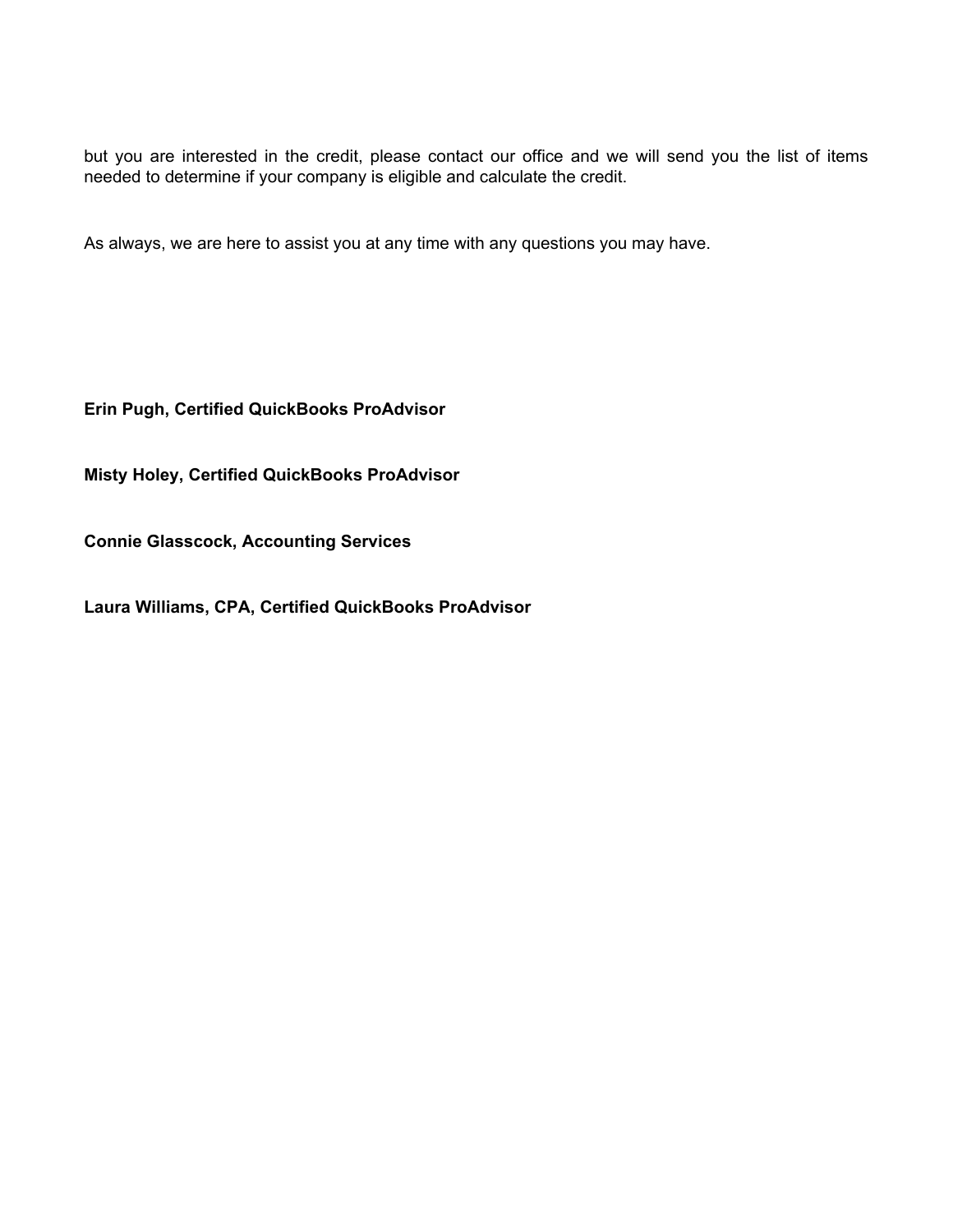but you are interested in the credit, please contact our office and we will send you the list of items needed to determine if your company is eligible and calculate the credit.

As always, we are here to assist you at any time with any questions you may have.

**Erin Pugh, Certified QuickBooks ProAdvisor**

**Misty Holey, Certified QuickBooks ProAdvisor**

**Connie Glasscock, Accounting Services**

**Laura Williams, CPA, Certified QuickBooks ProAdvisor**